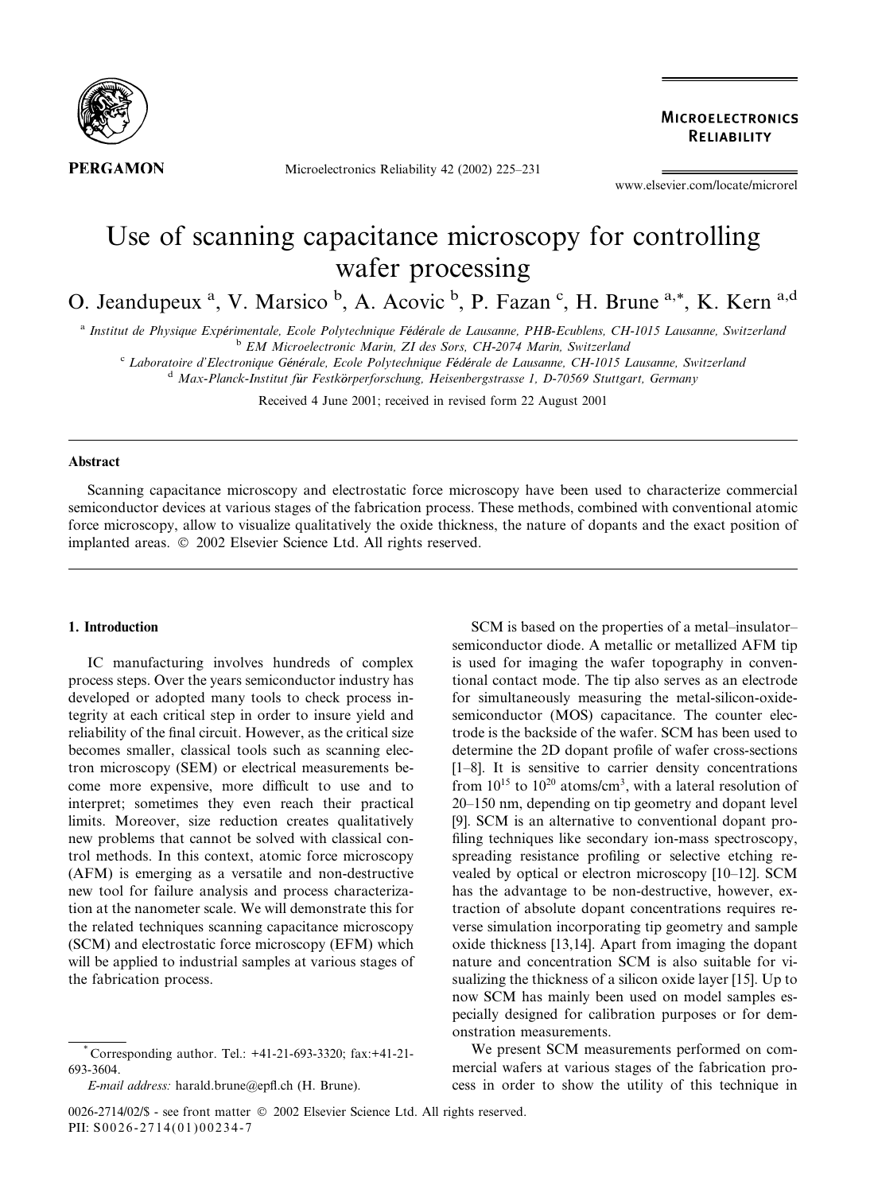# Use of scanning capacitance microscopy for controlling wafer processing

O. Jeandupeux [a], V. Marsico [b], A. Acovic [b], P. Fazan [c], H. Brune [a,*], K. Kern [a,d]

[a] Institut de Physique Expérimentale, Ecole Polytechnique Fédérale de Lausanne, PHB-Ecublens, CH-1015 Lausanne, Switzerland
[b] EM Microelectronic Marin, ZI des Sors, CH-2074 Marin, Switzerland
[c] Laboratoire d'Electronique Générale, Ecole Polytechnique Fédérale de Lausanne, CH-1015 Lausanne, Switzerland
[d] Max-Planck-Institut für Festkörperforschung, Heisenbergstrasse 1, D-70569 Stuttgart, Germany

Received 4 June 2001; received in revised form 22 August 2001

## Abstract

Scanning capacitance microscopy and electrostatic force microscopy have been used to characterize commercial semiconductor devices at various stages of the fabrication process. These methods, combined with conventional atomic force microscopy, allow to visualize qualitatively the oxide thickness, the nature of dopants and the exact position of implanted areas. © 2002 Elsevier Science Ltd. All rights reserved.

## 1. Introduction

IC manufacturing involves hundreds of complex process steps. Over the years semiconductor industry has developed or adopted many tools to check process integrity at each critical step in order to insure yield and reliability of the final circuit. However, as the critical size becomes smaller, classical tools such as scanning electron microscopy (SEM) or electrical measurements become more expensive, more difficult to use and to interpret; sometimes they even reach their practical limits. Moreover, size reduction creates qualitatively new problems that cannot be solved with classical control methods. In this context, atomic force microscopy (AFM) is emerging as a versatile and non-destructive new tool for failure analysis and process characterization at the nanometer scale. We will demonstrate this for the related techniques scanning capacitance microscopy (SCM) and electrostatic force microscopy (EFM) which will be applied to industrial samples at various stages of the fabrication process.

SCM is based on the properties of a metal–insulator–semiconductor diode. A metallic or metallized AFM tip is used for imaging the wafer topography in conventional contact mode. The tip also serves as an electrode for simultaneously measuring the metal-silicon-oxide-semiconductor (MOS) capacitance. The counter electrode is the backside of the wafer. SCM has been used to determine the 2D dopant profile of wafer cross-sections [1–8]. It is sensitive to carrier density concentrations from $10^{15}$ to $10^{20}$ atoms/cm$^3$, with a lateral resolution of 20–150 nm, depending on tip geometry and dopant level [9]. SCM is an alternative to conventional dopant profiling techniques like secondary ion-mass spectroscopy, spreading resistance profiling or selective etching revealed by optical or electron microscopy [10–12]. SCM has the advantage to be non-destructive, however, extraction of absolute dopant concentrations requires reverse simulation incorporating tip geometry and sample oxide thickness [13,14]. Apart from imaging the dopant nature and concentration SCM is also suitable for visualizing the thickness of a silicon oxide layer [15]. Up to now SCM has mainly been used on model samples especially designed for calibration purposes or for demonstration measurements.

We present SCM measurements performed on commercial wafers at various stages of the fabrication process in order to show the utility of this technique in

* Corresponding author. Tel.: +41-21-693-3320; fax:+41-21-693-3604.
E-mail address: harald.brune@epfl.ch (H. Brune).

0026-2714/02/$ - see front matter © 2002 Elsevier Science Ltd. All rights reserved.
PII: S0026-2714(01)00234-7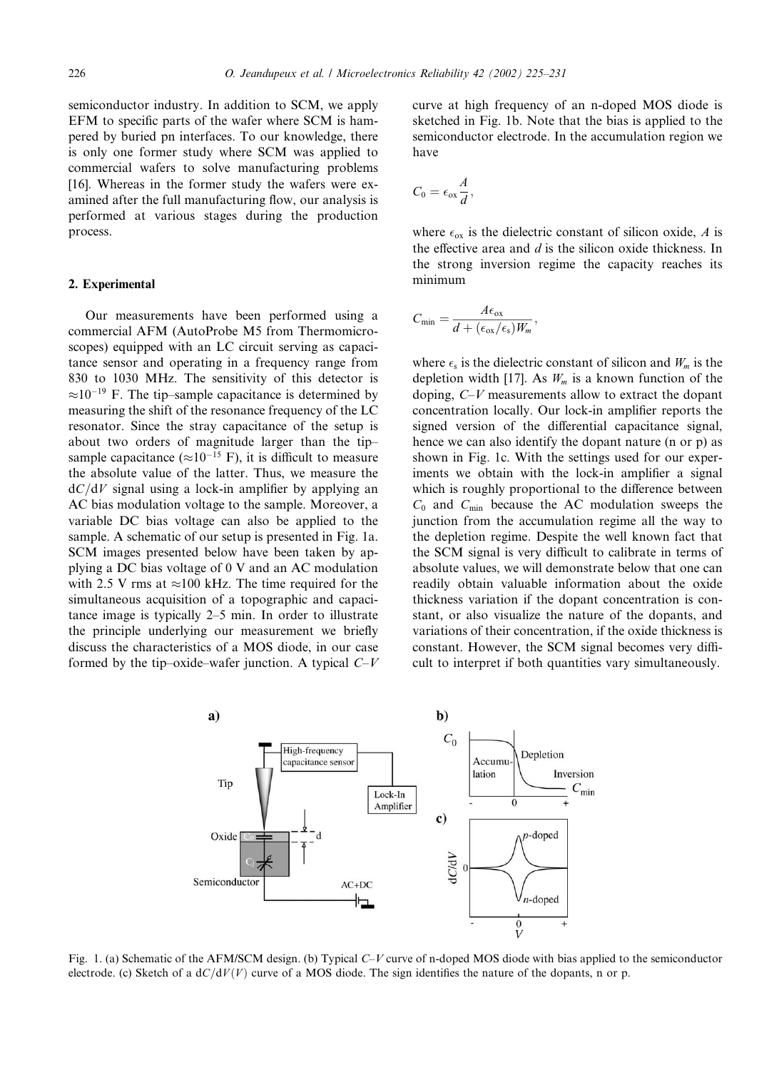semiconductor industry. In addition to SCM, we apply EFM to specific parts of the wafer where SCM is hampered by buried pn interfaces. To our knowledge, there is only one former study where SCM was applied to commercial wafers to solve manufacturing problems [16]. Whereas in the former study the wafers were examined after the full manufacturing flow, our analysis is performed at various stages during the production process.

## 2. Experimental

Our measurements have been performed using a commercial AFM (AutoProbe M5 from Thermomicroscopes) equipped with an LC circuit serving as capacitance sensor and operating in a frequency range from 830 to 1030 MHz. The sensitivity of this detector is $\approx 10^{-19}$ F. The tip–sample capacitance is determined by measuring the shift of the resonance frequency of the LC resonator. Since the stray capacitance of the setup is about two orders of magnitude larger than the tip–sample capacitance ($\approx 10^{-15}$ F), it is difficult to measure the absolute value of the latter. Thus, we measure the $dC/dV$ signal using a lock-in amplifier by applying an AC bias modulation voltage to the sample. Moreover, a variable DC bias voltage can also be applied to the sample. A schematic of our setup is presented in Fig. 1a. SCM images presented below have been taken by applying a DC bias voltage of 0 V and an AC modulation with 2.5 V rms at $\approx$100 kHz. The time required for the simultaneous acquisition of a topographic and capacitance image is typically 2–5 min. In order to illustrate the principle underlying our measurement we briefly discuss the characteristics of a MOS diode, in our case formed by the tip–oxide–wafer junction. A typical $C$–$V$ curve at high frequency of an n-doped MOS diode is sketched in Fig. 1b. Note that the bias is applied to the semiconductor electrode. In the accumulation region we have

$$C_0 = \epsilon_{\mathrm{ox}} \frac{A}{d},$$

where $\epsilon_{\mathrm{ox}}$ is the dielectric constant of silicon oxide, $A$ is the effective area and $d$ is the silicon oxide thickness. In the strong inversion regime the capacity reaches its minimum

$$C_{\min} = \frac{A\epsilon_{\mathrm{ox}}}{d + (\epsilon_{\mathrm{ox}}/\epsilon_{\mathrm{s}})W_m},$$

where $\epsilon_{\mathrm{s}}$ is the dielectric constant of silicon and $W_m$ is the depletion width [17]. As $W_m$ is a known function of the doping, $C$–$V$ measurements allow to extract the dopant concentration locally. Our lock-in amplifier reports the signed version of the differential capacitance signal, hence we can also identify the dopant nature (n or p) as shown in Fig. 1c. With the settings used for our experiments we obtain with the lock-in amplifier a signal which is roughly proportional to the difference between $C_0$ and $C_{\min}$ because the AC modulation sweeps the junction from the accumulation regime all the way to the depletion regime. Despite the well known fact that the SCM signal is very difficult to calibrate in terms of absolute values, we will demonstrate below that one can readily obtain valuable information about the oxide thickness variation if the dopant concentration is constant, or also visualize the nature of the dopants, and variations of their concentration, if the oxide thickness is constant. However, the SCM signal becomes very difficult to interpret if both quantities vary simultaneously.

Fig. 1. (a) Schematic of the AFM/SCM design. (b) Typical $C$–$V$ curve of n-doped MOS diode with bias applied to the semiconductor electrode. (c) Sketch of a $dC/dV(V)$ curve of a MOS diode. The sign identifies the nature of the dopants, n or p.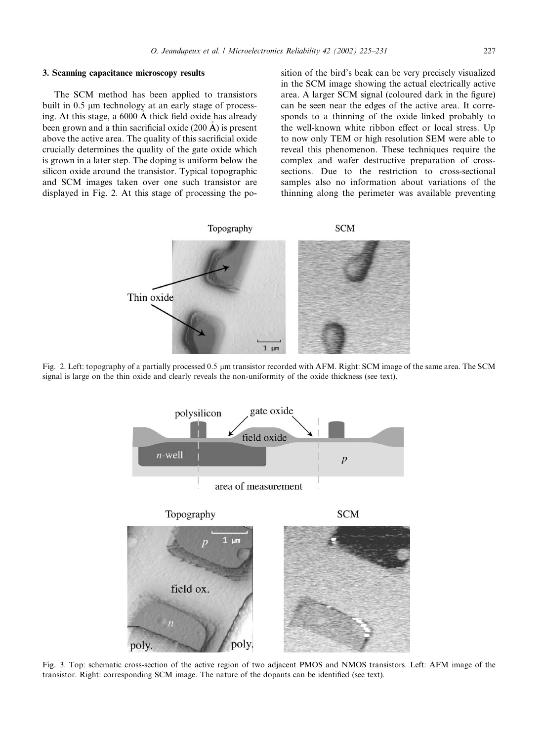## 3. Scanning capacitance microscopy results

The SCM method has been applied to transistors built in 0.5 μm technology at an early stage of processing. At this stage, a 6000 Å thick field oxide has already been grown and a thin sacrificial oxide (200 Å) is present above the active area. The quality of this sacrificial oxide crucially determines the quality of the gate oxide which is grown in a later step. The doping is uniform below the silicon oxide around the transistor. Typical topographic and SCM images taken over one such transistor are displayed in Fig. 2. At this stage of processing the position of the bird's beak can be very precisely visualized in the SCM image showing the actual electrically active area. A larger SCM signal (coloured dark in the figure) can be seen near the edges of the active area. It corresponds to a thinning of the oxide linked probably to the well-known white ribbon effect or local stress. Up to now only TEM or high resolution SEM were able to reveal this phenomenon. These techniques require the complex and wafer destructive preparation of cross-sections. Due to the restriction to cross-sectional samples also no information about variations of the thinning along the perimeter was available preventing

Fig. 2. Left: topography of a partially processed 0.5 μm transistor recorded with AFM. Right: SCM image of the same area. The SCM signal is large on the thin oxide and clearly reveals the non-uniformity of the oxide thickness (see text).

Fig. 3. Top: schematic cross-section of the active region of two adjacent PMOS and NMOS transistors. Left: AFM image of the transistor. Right: corresponding SCM image. The nature of the dopants can be identified (see text).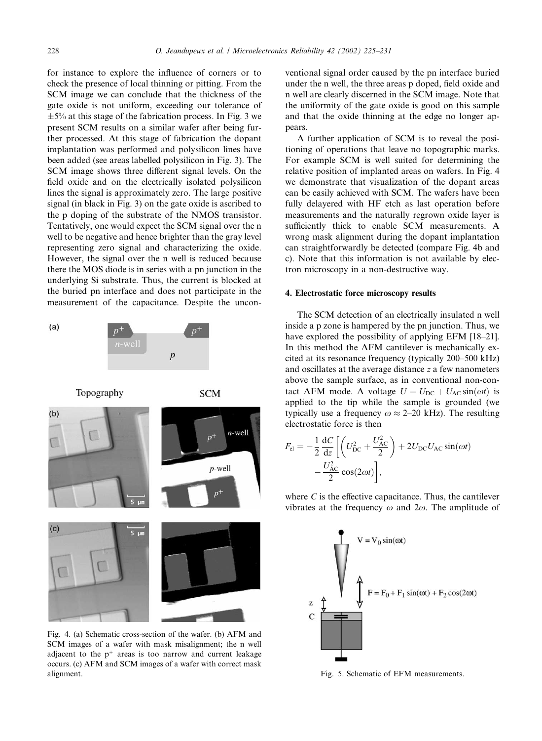for instance to explore the influence of corners or to check the presence of local thinning or pitting. From the SCM image we can conclude that the thickness of the gate oxide is not uniform, exceeding our tolerance of ±5% at this stage of the fabrication process. In Fig. 3 we present SCM results on a similar wafer after being further processed. At this stage of fabrication the dopant implantation was performed and polysilicon lines have been added (see areas labelled polysilicon in Fig. 3). The SCM image shows three different signal levels. On the field oxide and on the electrically isolated polysilicon lines the signal is approximately zero. The large positive signal (in black in Fig. 3) on the gate oxide is ascribed to the p doping of the substrate of the NMOS transistor. Tentatively, one would expect the SCM signal over the n well to be negative and hence brighter than the gray level representing zero signal and characterizing the oxide. However, the signal over the n well is reduced because there the MOS diode is in series with a pn junction in the underlying Si substrate. Thus, the current is blocked at the buried pn interface and does not participate in the measurement of the capacitance. Despite the unconventional signal order caused by the pn interface buried under the n well, the three areas p doped, field oxide and n well are clearly discerned in the SCM image. Note that the uniformity of the gate oxide is good on this sample and that the oxide thinning at the edge no longer appears.

A further application of SCM is to reveal the positioning of operations that leave no topographic marks. For example SCM is well suited for determining the relative position of implanted areas on wafers. In Fig. 4 we demonstrate that visualization of the dopant areas can be easily achieved with SCM. The wafers have been fully delayered with HF etch as last operation before measurements and the naturally regrown oxide layer is sufficiently thick to enable SCM measurements. A wrong mask alignment during the dopant implantation can straightforwardly be detected (compare Fig. 4b and c). Note that this information is not available by electron microscopy in a non-destructive way.

Fig. 4. (a) Schematic cross-section of the wafer. (b) AFM and SCM images of a wafer with mask misalignment; the n well adjacent to the $p^+$ areas is too narrow and current leakage occurs. (c) AFM and SCM images of a wafer with correct mask alignment.

## 4. Electrostatic force microscopy results

The SCM detection of an electrically insulated n well inside a p zone is hampered by the pn junction. Thus, we have explored the possibility of applying EFM [18–21]. In this method the AFM cantilever is mechanically excited at its resonance frequency (typically 200–500 kHz) and oscillates at the average distance $z$ a few nanometers above the sample surface, as in conventional non-contact AFM mode. A voltage $U = U_{DC} + U_{AC}\sin(\omega t)$ is applied to the tip while the sample is grounded (we typically use a frequency $\omega \approx 2$–$20$ kHz). The resulting electrostatic force is then

$$F_{el} = -\frac{1}{2}\frac{dC}{dz}\left[\left(U_{DC}^2 + \frac{U_{AC}^2}{2}\right) + 2U_{DC}U_{AC}\sin(\omega t) - \frac{U_{AC}^2}{2}\cos(2\omega t)\right],$$

where $C$ is the effective capacitance. Thus, the cantilever vibrates at the frequency $\omega$ and $2\omega$. The amplitude of

Fig. 5. Schematic of EFM measurements.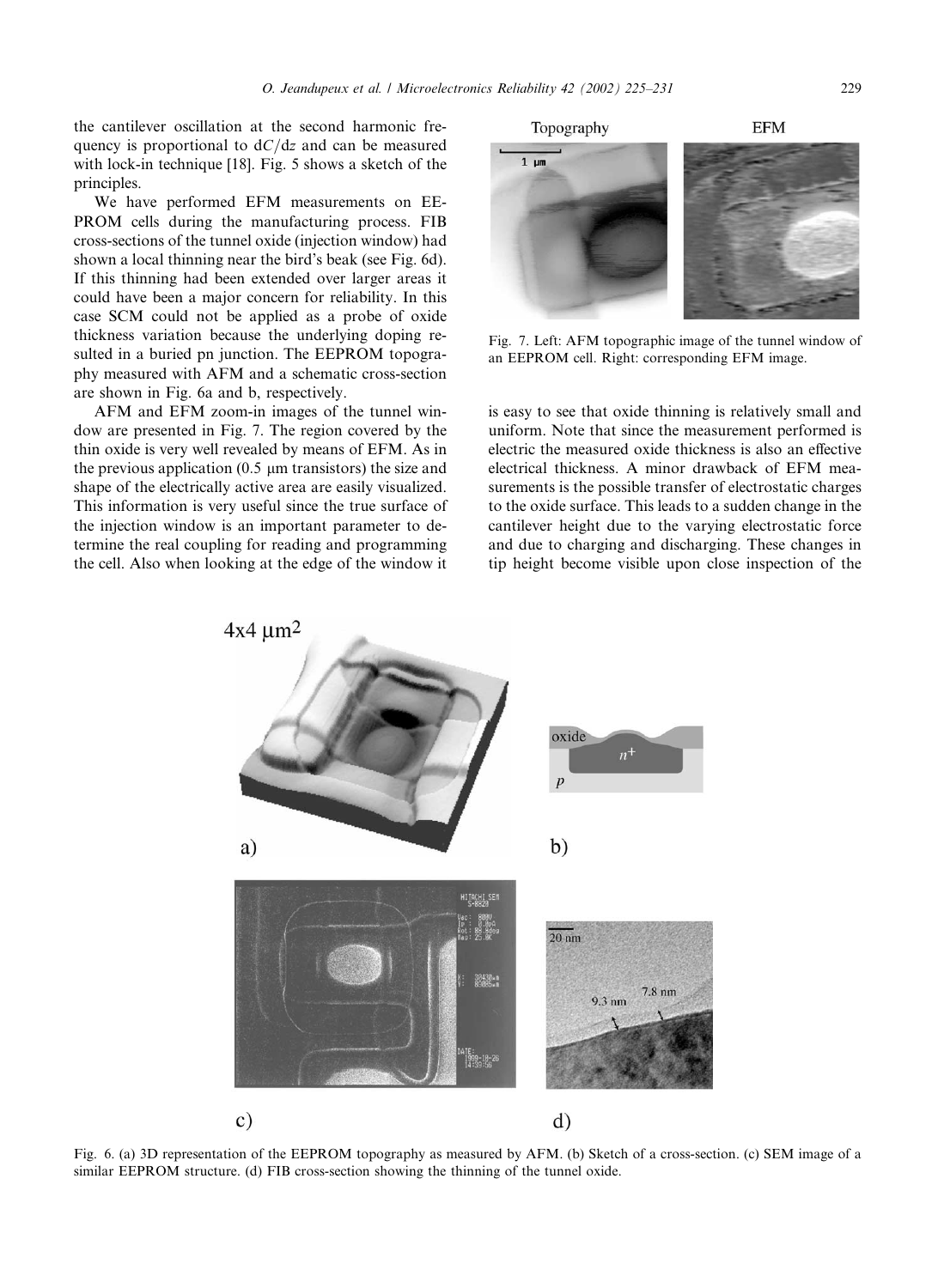the cantilever oscillation at the second harmonic frequency is proportional to $dC/dz$ and can be measured with lock-in technique [18]. Fig. 5 shows a sketch of the principles.

We have performed EFM measurements on EEPROM cells during the manufacturing process. FIB cross-sections of the tunnel oxide (injection window) had shown a local thinning near the bird's beak (see Fig. 6d). If this thinning had been extended over larger areas it could have been a major concern for reliability. In this case SCM could not be applied as a probe of oxide thickness variation because the underlying doping resulted in a buried pn junction. The EEPROM topography measured with AFM and a schematic cross-section are shown in Fig. 6a and b, respectively.

AFM and EFM zoom-in images of the tunnel window are presented in Fig. 7. The region covered by the thin oxide is very well revealed by means of EFM. As in the previous application (0.5 μm transistors) the size and shape of the electrically active area are easily visualized. This information is very useful since the true surface of the injection window is an important parameter to determine the real coupling for reading and programming the cell. Also when looking at the edge of the window it is easy to see that oxide thinning is relatively small and uniform. Note that since the measurement performed is electric the measured oxide thickness is also an effective electrical thickness. A minor drawback of EFM measurements is the possible transfer of electrostatic charges to the oxide surface. This leads to a sudden change in the cantilever height due to the varying electrostatic force and due to charging and discharging. These changes in tip height become visible upon close inspection of the

Fig. 7. Left: AFM topographic image of the tunnel window of an EEPROM cell. Right: corresponding EFM image.

Fig. 6. (a) 3D representation of the EEPROM topography as measured by AFM. (b) Sketch of a cross-section. (c) SEM image of a similar EEPROM structure. (d) FIB cross-section showing the thinning of the tunnel oxide.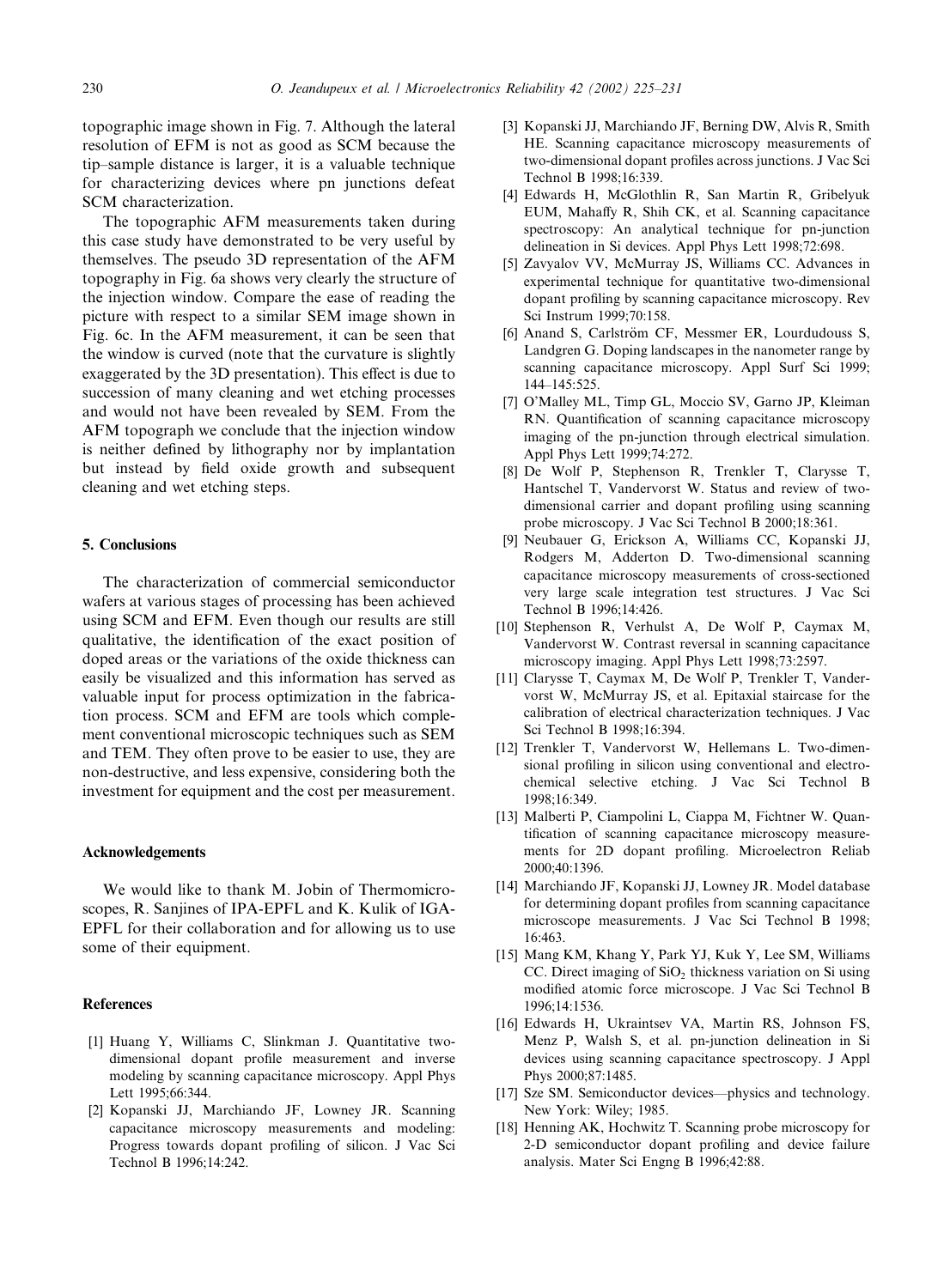topographic image shown in Fig. 7. Although the lateral resolution of EFM is not as good as SCM because the tip–sample distance is larger, it is a valuable technique for characterizing devices where pn junctions defeat SCM characterization.

The topographic AFM measurements taken during this case study have demonstrated to be very useful by themselves. The pseudo 3D representation of the AFM topography in Fig. 6a shows very clearly the structure of the injection window. Compare the ease of reading the picture with respect to a similar SEM image shown in Fig. 6c. In the AFM measurement, it can be seen that the window is curved (note that the curvature is slightly exaggerated by the 3D presentation). This effect is due to succession of many cleaning and wet etching processes and would not have been revealed by SEM. From the AFM topograph we conclude that the injection window is neither defined by lithography nor by implantation but instead by field oxide growth and subsequent cleaning and wet etching steps.

## 5. Conclusions

The characterization of commercial semiconductor wafers at various stages of processing has been achieved using SCM and EFM. Even though our results are still qualitative, the identification of the exact position of doped areas or the variations of the oxide thickness can easily be visualized and this information has served as valuable input for process optimization in the fabrication process. SCM and EFM are tools which complement conventional microscopic techniques such as SEM and TEM. They often prove to be easier to use, they are non-destructive, and less expensive, considering both the investment for equipment and the cost per measurement.

## Acknowledgements

We would like to thank M. Jobin of Thermomicroscopes, R. Sanjines of IPA-EPFL and K. Kulik of IGA-EPFL for their collaboration and for allowing us to use some of their equipment.

## References

[1] Huang Y, Williams C, Slinkman J. Quantitative two-dimensional dopant profile measurement and inverse modeling by scanning capacitance microscopy. Appl Phys Lett 1995;66:344.

[2] Kopanski JJ, Marchiando JF, Lowney JR. Scanning capacitance microscopy measurements and modeling: Progress towards dopant profiling of silicon. J Vac Sci Technol B 1996;14:242.

[3] Kopanski JJ, Marchiando JF, Berning DW, Alvis R, Smith HE. Scanning capacitance microscopy measurements of two-dimensional dopant profiles across junctions. J Vac Sci Technol B 1998;16:339.

[4] Edwards H, McGlothlin R, San Martin R, Gribelyuk EUM, Mahaffy R, Shih CK, et al. Scanning capacitance spectroscopy: An analytical technique for pn-junction delineation in Si devices. Appl Phys Lett 1998;72:698.

[5] Zavyalov VV, McMurray JS, Williams CC. Advances in experimental technique for quantitative two-dimensional dopant profiling by scanning capacitance microscopy. Rev Sci Instrum 1999;70:158.

[6] Anand S, Carlström CF, Messmer ER, Lourdudouss S, Landgren G. Doping landscapes in the nanometer range by scanning capacitance microscopy. Appl Surf Sci 1999; 144–145:525.

[7] O'Malley ML, Timp GL, Moccio SV, Garno JP, Kleiman RN. Quantification of scanning capacitance microscopy imaging of the pn-junction through electrical simulation. Appl Phys Lett 1999;74:272.

[8] De Wolf P, Stephenson R, Trenkler T, Clarysse T, Hantschel T, Vandervorst W. Status and review of two-dimensional carrier and dopant profiling using scanning probe microscopy. J Vac Sci Technol B 2000;18:361.

[9] Neubauer G, Erickson A, Williams CC, Kopanski JJ, Rodgers M, Adderton D. Two-dimensional scanning capacitance microscopy measurements of cross-sectioned very large scale integration test structures. J Vac Sci Technol B 1996;14:426.

[10] Stephenson R, Verhulst A, De Wolf P, Caymax M, Vandervorst W. Contrast reversal in scanning capacitance microscopy imaging. Appl Phys Lett 1998;73:2597.

[11] Clarysse T, Caymax M, De Wolf P, Trenkler T, Vandervorst W, McMurray JS, et al. Epitaxial staircase for the calibration of electrical characterization techniques. J Vac Sci Technol B 1998;16:394.

[12] Trenkler T, Vandervorst W, Hellemans L. Two-dimensional profiling in silicon using conventional and electrochemical selective etching. J Vac Sci Technol B 1998;16:349.

[13] Malberti P, Ciampolini L, Ciappa M, Fichtner W. Quantification of scanning capacitance microscopy measurements for 2D dopant profiling. Microelectron Reliab 2000;40:1396.

[14] Marchiando JF, Kopanski JJ, Lowney JR. Model database for determining dopant profiles from scanning capacitance microscope measurements. J Vac Sci Technol B 1998; 16:463.

[15] Mang KM, Khang Y, Park YJ, Kuk Y, Lee SM, Williams CC. Direct imaging of $SiO_2$ thickness variation on Si using modified atomic force microscope. J Vac Sci Technol B 1996;14:1536.

[16] Edwards H, Ukraintsev VA, Martin RS, Johnson FS, Menz P, Walsh S, et al. pn-junction delineation in Si devices using scanning capacitance spectroscopy. J Appl Phys 2000;87:1485.

[17] Sze SM. Semiconductor devices—physics and technology. New York: Wiley; 1985.

[18] Henning AK, Hochwitz T. Scanning probe microscopy for 2-D semiconductor dopant profiling and device failure analysis. Mater Sci Engng B 1996;42:88.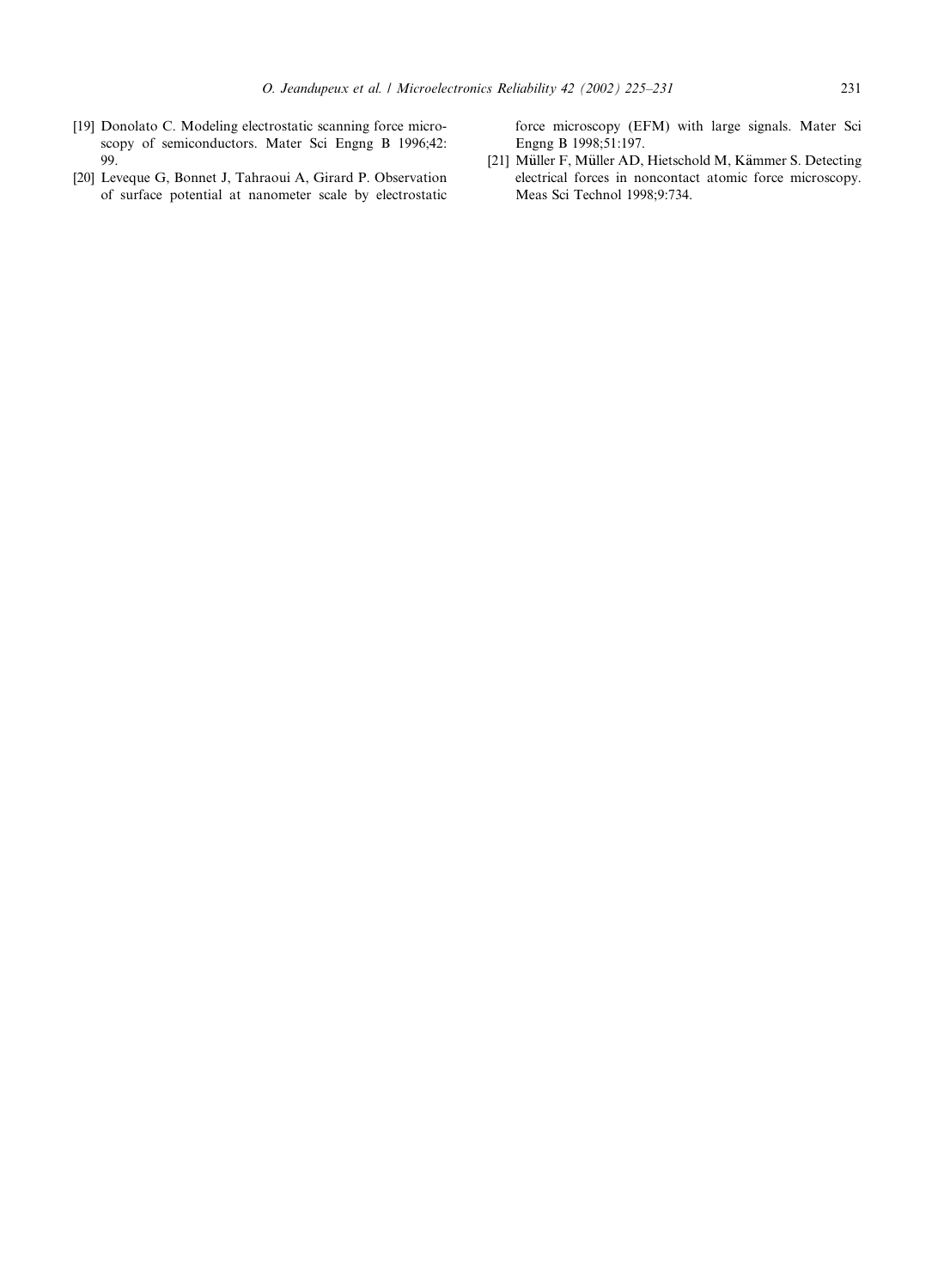[19] Donolato C. Modeling electrostatic scanning force microscopy of semiconductors. Mater Sci Engng B 1996;42: 99.

[20] Leveque G, Bonnet J, Tahraoui A, Girard P. Observation of surface potential at nanometer scale by electrostatic force microscopy (EFM) with large signals. Mater Sci Engng B 1998;51:197.

[21] Müller F, Müller AD, Hietschold M, Kämmer S. Detecting electrical forces in noncontact atomic force microscopy. Meas Sci Technol 1998;9:734.